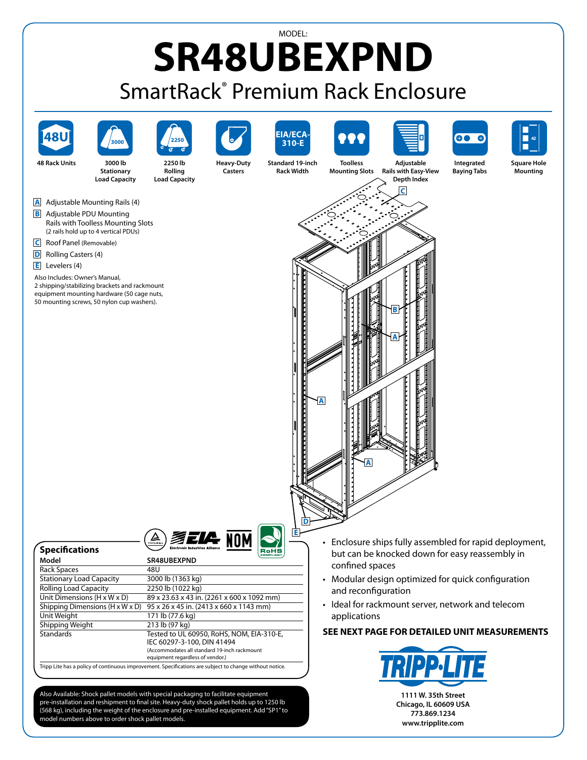MODEL:

# SR48UBEXPND

## SmartRack® Premium Rack Enclosure

48U — 48 Rack Units

3000 — 3000 lb Stationary Load Capacity

2250 — 2250 lb Rolling Load Capacity

Heavy-Duty Casters

EIA/ECA-310-E — Standard 19-inch Rack Width

Toolless Mounting Slots

Adjustable Rails with Easy-View Depth Index

Integrated Baying Tabs

Square Hole Mounting

- **A** Adjustable Mounting Rails (4)
- **B** Adjustable PDU Mounting Rails with Toolless Mounting Slots (2 rails hold up to 4 vertical PDUs)
- **C** Roof Panel (Removable)
- **D** Rolling Casters (4)
- **E** Levelers (4)

Also Includes: Owner's Manual, 2 shipping/stabilizing brackets and rackmount equipment mounting hardware (50 cage nuts, 50 mounting screws, 50 nylon cup washers).

### Specifications

| Model | SR48UBEXPND |
|---|---|
| Rack Spaces | 48U |
| Stationary Load Capacity | 3000 lb (1363 kg) |
| Rolling Load Capacity | 2250 lb (1022 kg) |
| Unit Dimensions (H x W x D) | 89 x 23.63 x 43 in. (2261 x 600 x 1092 mm) |
| Shipping Dimensions (H x W x D) | 95 x 26 x 45 in. (2413 x 660 x 1143 mm) |
| Unit Weight | 171 lb (77.6 kg) |
| Shipping Weight | 213 lb (97 kg) |
| Standards | Tested to UL 60950, RoHS, NOM, EIA-310-E, IEC 60297-3-100, DIN 41494 (Accommodates all standard 19-inch rackmount equipment regardless of vendor.) |

Tripp Lite has a policy of continuous improvement. Specifications are subject to change without notice.

Also Available: Shock pallet models with special packaging to facilitate equipment pre-installation and reshipment to final site. Heavy-duty shock pallet holds up to 1250 lb (568 kg), including the weight of the enclosure and pre-installed equipment. Add "SP1" to model numbers above to order shock pallet models.

- Enclosure ships fully assembled for rapid deployment, but can be knocked down for easy reassembly in confined spaces
- Modular design optimized for quick configuration and reconfiguration
- Ideal for rackmount server, network and telecom applications

**SEE NEXT PAGE FOR DETAILED UNIT MEASUREMENTS**

TRIPP·LITE

1111 W. 35th Street
Chicago, IL 60609 USA
773.869.1234
www.tripplite.com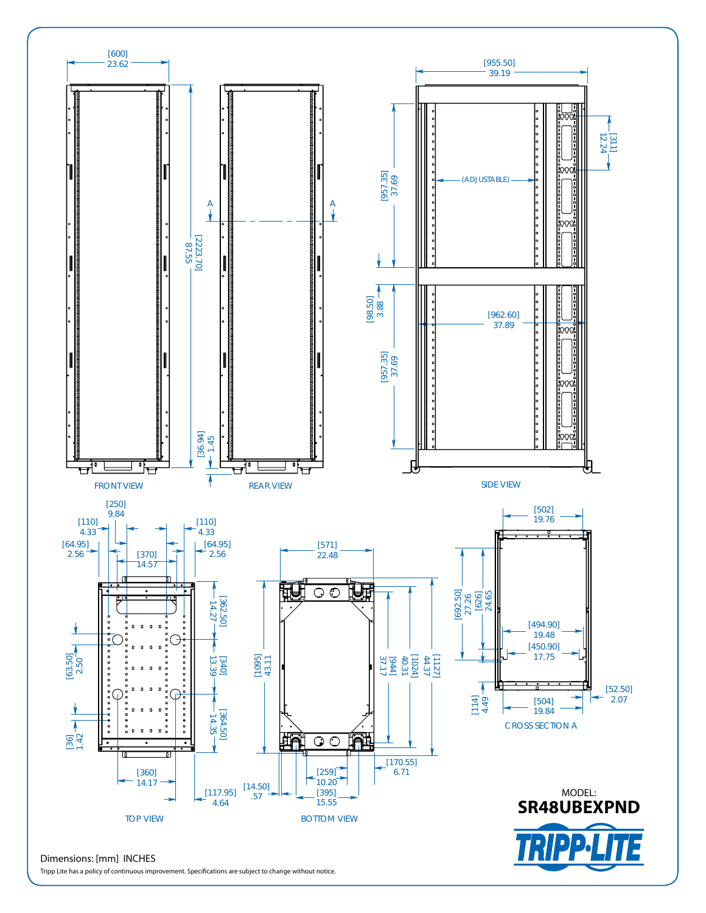FRONT VIEW

REAR VIEW

SIDE VIEW

TOP VIEW

BOTTOM VIEW

CROSS SECTION A

[600] 23.62

[2223.70] 87.55

[36.94] 1.45

A A

[955.50] 39.19

[957.35] 37.69

(ADJUSTABLE)

[311] 12.24

[98.50] 3.88

[962.60] 37.89

[957.35] 37.69

[250] 9.84

[110] 4.33

[110] 4.33

[64.95] 2.56

[64.95] 2.56

[370] 14.57

[362.50] 14.27

[340] 13.39

[364.50] 14.35

[63.50] 2.50

[36] 1.42

[360] 14.17

[117.95] 4.64

[571] 22.48

[1095] 43.11

[944] 37.17

[1024] 40.31

[1127] 44.37

[170.55] 6.71

[259] 10.20

[395] 15.55

[14.50] .57

[502] 19.76

[692.50] 27.26

[626] 24.65

[494.90] 19.48

[450.90] 17.75

[114] 4.49

[504] 19.84

[52.50] 2.07

MODEL:

**SR48UBEXPND**

TRIPP·LITE

Dimensions: [mm] INCHES

Tripp Lite has a policy of continuous improvement. Specifications are subject to change without notice.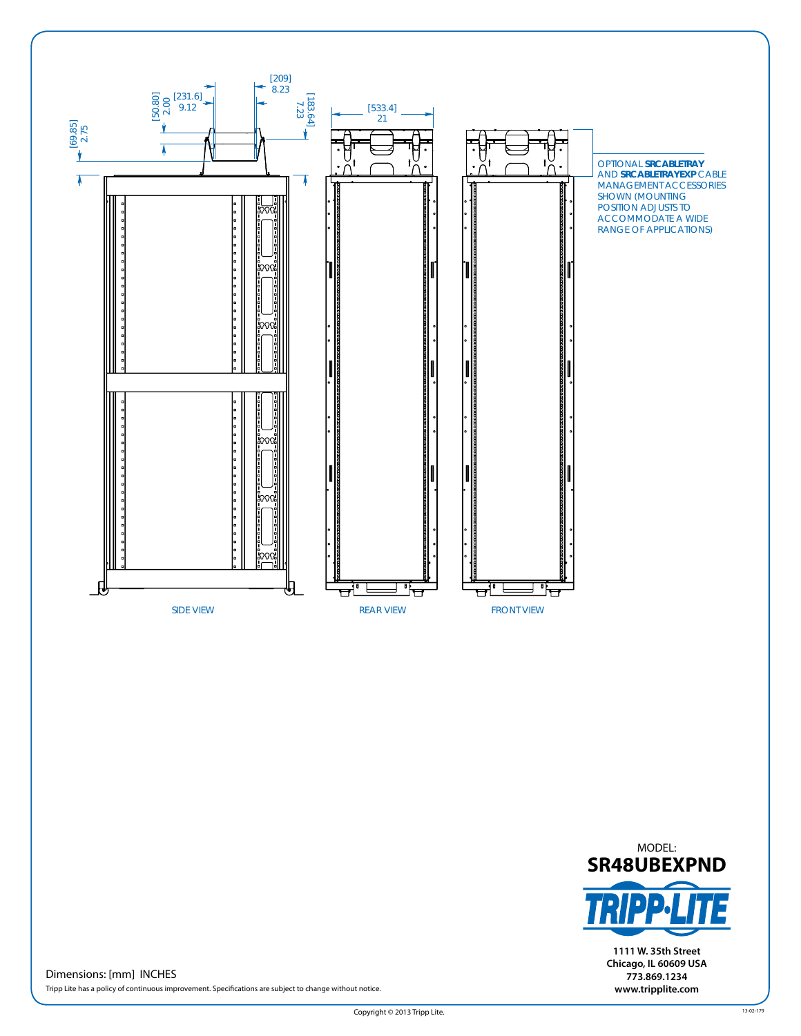[209]
8.23

[231.6]
9.12

[50.80]
2.00

[183.64]
7.23

[69.85]
2.75

[533.4]
21

OPTIONAL **SRCABLETRAY** AND **SRCABLETRAYEXP** CABLE MANAGEMENT ACCESSORIES SHOWN (MOUNTING POSITION ADJUSTS TO ACCOMMODATE A WIDE RANGE OF APPLICATIONS)

SIDE VIEW

REAR VIEW

FRONT VIEW

MODEL:
**SR48UBEXPND**

TRIPP·LITE

**1111 W. 35th Street**
**Chicago, IL 60609 USA**
**773.869.1234**
**www.tripplite.com**

Dimensions: [mm] INCHES

Tripp Lite has a policy of continuous improvement. Specifications are subject to change without notice.

Copyright © 2013 Tripp Lite.

13-02-179